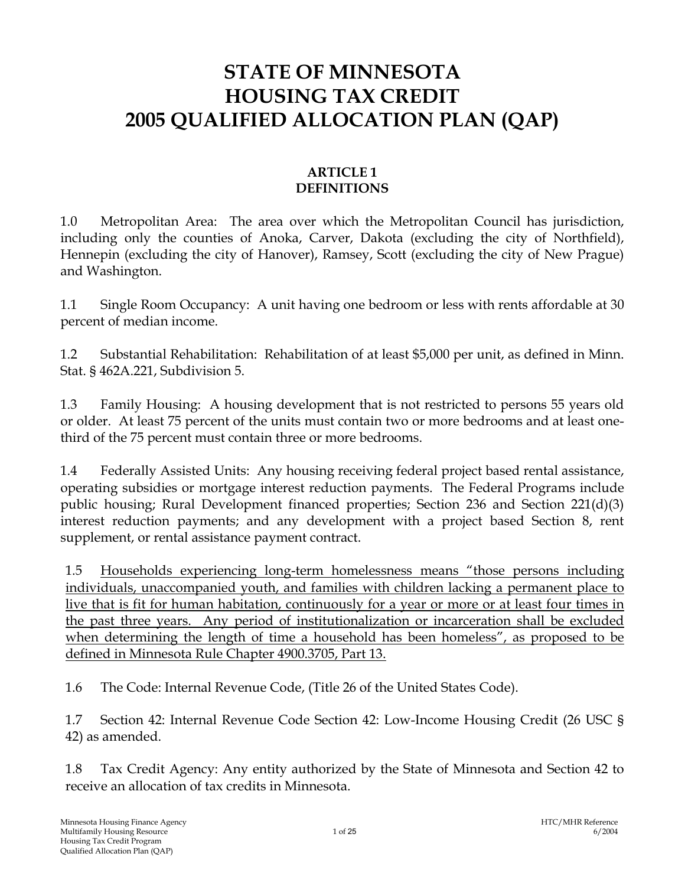# STATE OF MINNESOTA
# HOUSING TAX CREDIT
# 2005 QUALIFIED ALLOCATION PLAN (QAP)

## ARTICLE 1
## DEFINITIONS

1.0 Metropolitan Area: The area over which the Metropolitan Council has jurisdiction, including only the counties of Anoka, Carver, Dakota (excluding the city of Northfield), Hennepin (excluding the city of Hanover), Ramsey, Scott (excluding the city of New Prague) and Washington.

1.1 Single Room Occupancy: A unit having one bedroom or less with rents affordable at 30 percent of median income.

1.2 Substantial Rehabilitation: Rehabilitation of at least $5,000 per unit, as defined in Minn. Stat. § 462A.221, Subdivision 5.

1.3 Family Housing: A housing development that is not restricted to persons 55 years old or older. At least 75 percent of the units must contain two or more bedrooms and at least one-third of the 75 percent must contain three or more bedrooms.

1.4 Federally Assisted Units: Any housing receiving federal project based rental assistance, operating subsidies or mortgage interest reduction payments. The Federal Programs include public housing; Rural Development financed properties; Section 236 and Section 221(d)(3) interest reduction payments; and any development with a project based Section 8, rent supplement, or rental assistance payment contract.

1.5 <u>Households experiencing long-term homelessness means "those persons including individuals, unaccompanied youth, and families with children lacking a permanent place to live that is fit for human habitation, continuously for a year or more or at least four times in the past three years. Any period of institutionalization or incarceration shall be excluded when determining the length of time a household has been homeless", as proposed to be defined in Minnesota Rule Chapter 4900.3705, Part 13.</u>

1.6 The Code: Internal Revenue Code, (Title 26 of the United States Code).

1.7 Section 42: Internal Revenue Code Section 42: Low-Income Housing Credit (26 USC § 42) as amended.

1.8 Tax Credit Agency: Any entity authorized by the State of Minnesota and Section 42 to receive an allocation of tax credits in Minnesota.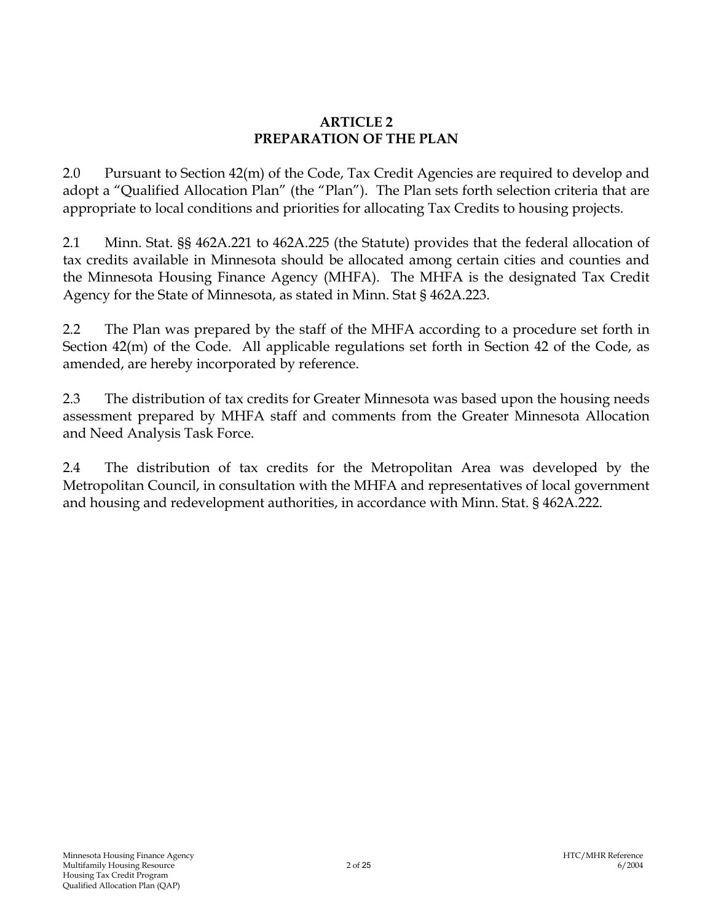## ARTICLE 2
## PREPARATION OF THE PLAN

2.0 Pursuant to Section 42(m) of the Code, Tax Credit Agencies are required to develop and adopt a "Qualified Allocation Plan" (the "Plan"). The Plan sets forth selection criteria that are appropriate to local conditions and priorities for allocating Tax Credits to housing projects.

2.1 Minn. Stat. §§ 462A.221 to 462A.225 (the Statute) provides that the federal allocation of tax credits available in Minnesota should be allocated among certain cities and counties and the Minnesota Housing Finance Agency (MHFA). The MHFA is the designated Tax Credit Agency for the State of Minnesota, as stated in Minn. Stat § 462A.223.

2.2 The Plan was prepared by the staff of the MHFA according to a procedure set forth in Section 42(m) of the Code. All applicable regulations set forth in Section 42 of the Code, as amended, are hereby incorporated by reference.

2.3 The distribution of tax credits for Greater Minnesota was based upon the housing needs assessment prepared by MHFA staff and comments from the Greater Minnesota Allocation and Need Analysis Task Force.

2.4 The distribution of tax credits for the Metropolitan Area was developed by the Metropolitan Council, in consultation with the MHFA and representatives of local government and housing and redevelopment authorities, in accordance with Minn. Stat. § 462A.222.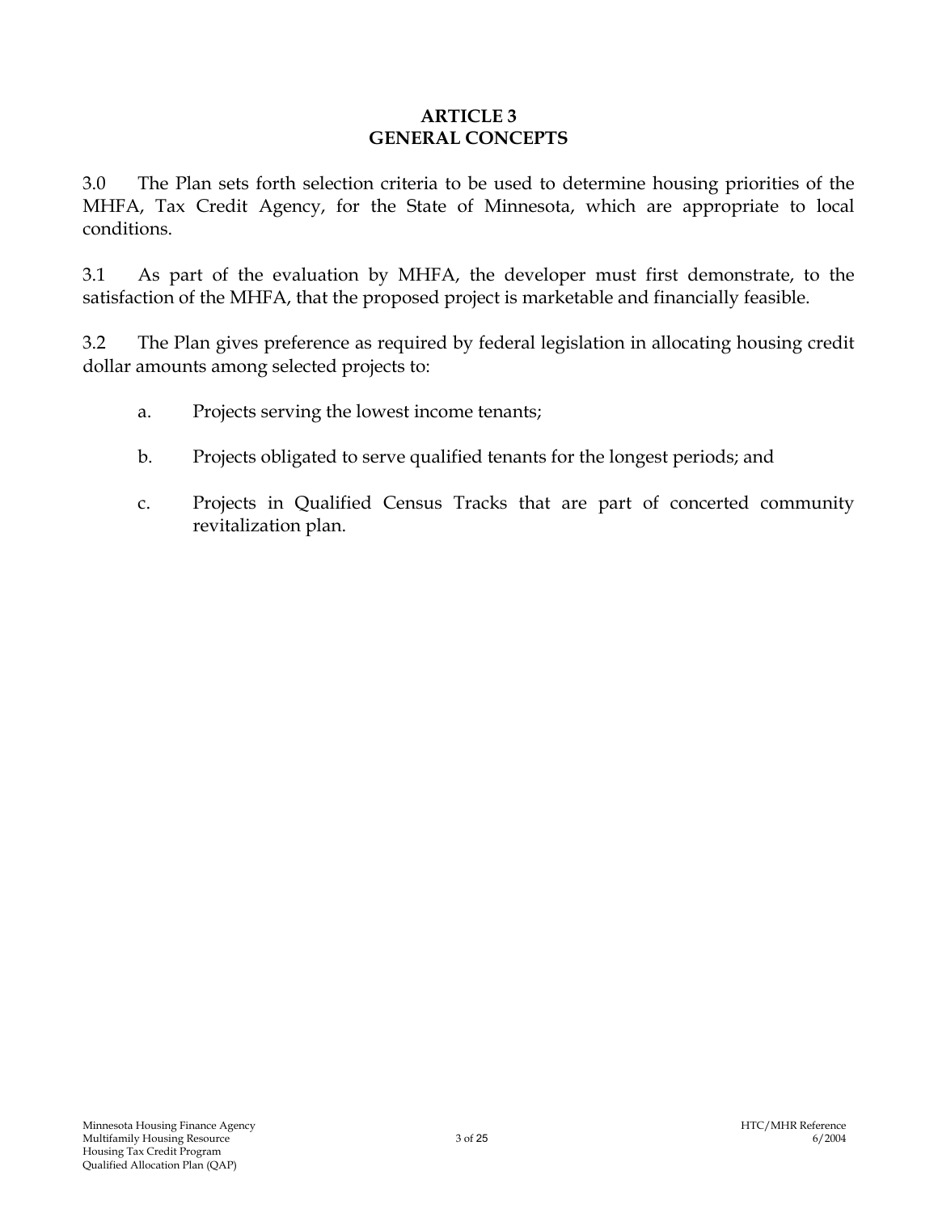# ARTICLE 3
# GENERAL CONCEPTS

3.0 The Plan sets forth selection criteria to be used to determine housing priorities of the MHFA, Tax Credit Agency, for the State of Minnesota, which are appropriate to local conditions.

3.1 As part of the evaluation by MHFA, the developer must first demonstrate, to the satisfaction of the MHFA, that the proposed project is marketable and financially feasible.

3.2 The Plan gives preference as required by federal legislation in allocating housing credit dollar amounts among selected projects to:

a. Projects serving the lowest income tenants;

b. Projects obligated to serve qualified tenants for the longest periods; and

c. Projects in Qualified Census Tracks that are part of concerted community revitalization plan.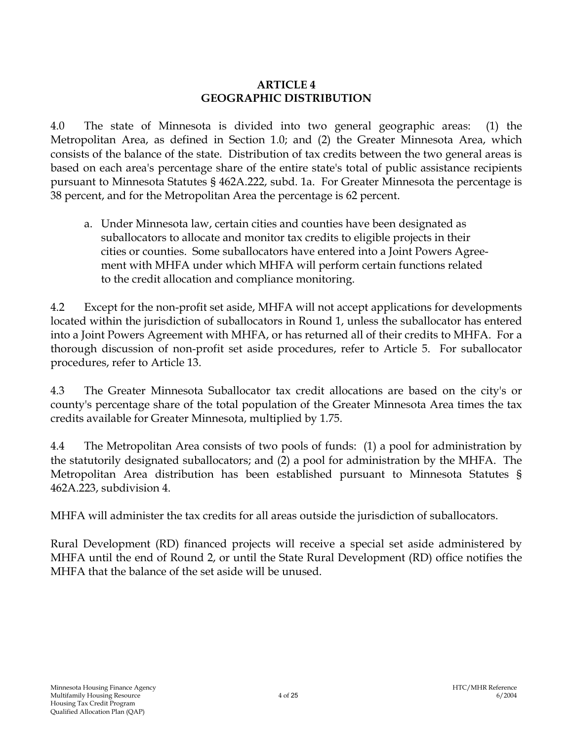# ARTICLE 4
# GEOGRAPHIC DISTRIBUTION

4.0 The state of Minnesota is divided into two general geographic areas: (1) the Metropolitan Area, as defined in Section 1.0; and (2) the Greater Minnesota Area, which consists of the balance of the state. Distribution of tax credits between the two general areas is based on each area's percentage share of the entire state's total of public assistance recipients pursuant to Minnesota Statutes § 462A.222, subd. 1a. For Greater Minnesota the percentage is 38 percent, and for the Metropolitan Area the percentage is 62 percent.

a. Under Minnesota law, certain cities and counties have been designated as suballocators to allocate and monitor tax credits to eligible projects in their cities or counties. Some suballocators have entered into a Joint Powers Agreement with MHFA under which MHFA will perform certain functions related to the credit allocation and compliance monitoring.

4.2 Except for the non-profit set aside, MHFA will not accept applications for developments located within the jurisdiction of suballocators in Round 1, unless the suballocator has entered into a Joint Powers Agreement with MHFA, or has returned all of their credits to MHFA. For a thorough discussion of non-profit set aside procedures, refer to Article 5. For suballocator procedures, refer to Article 13.

4.3 The Greater Minnesota Suballocator tax credit allocations are based on the city's or county's percentage share of the total population of the Greater Minnesota Area times the tax credits available for Greater Minnesota, multiplied by 1.75.

4.4 The Metropolitan Area consists of two pools of funds: (1) a pool for administration by the statutorily designated suballocators; and (2) a pool for administration by the MHFA. The Metropolitan Area distribution has been established pursuant to Minnesota Statutes § 462A.223, subdivision 4.

MHFA will administer the tax credits for all areas outside the jurisdiction of suballocators.

Rural Development (RD) financed projects will receive a special set aside administered by MHFA until the end of Round 2, or until the State Rural Development (RD) office notifies the MHFA that the balance of the set aside will be unused.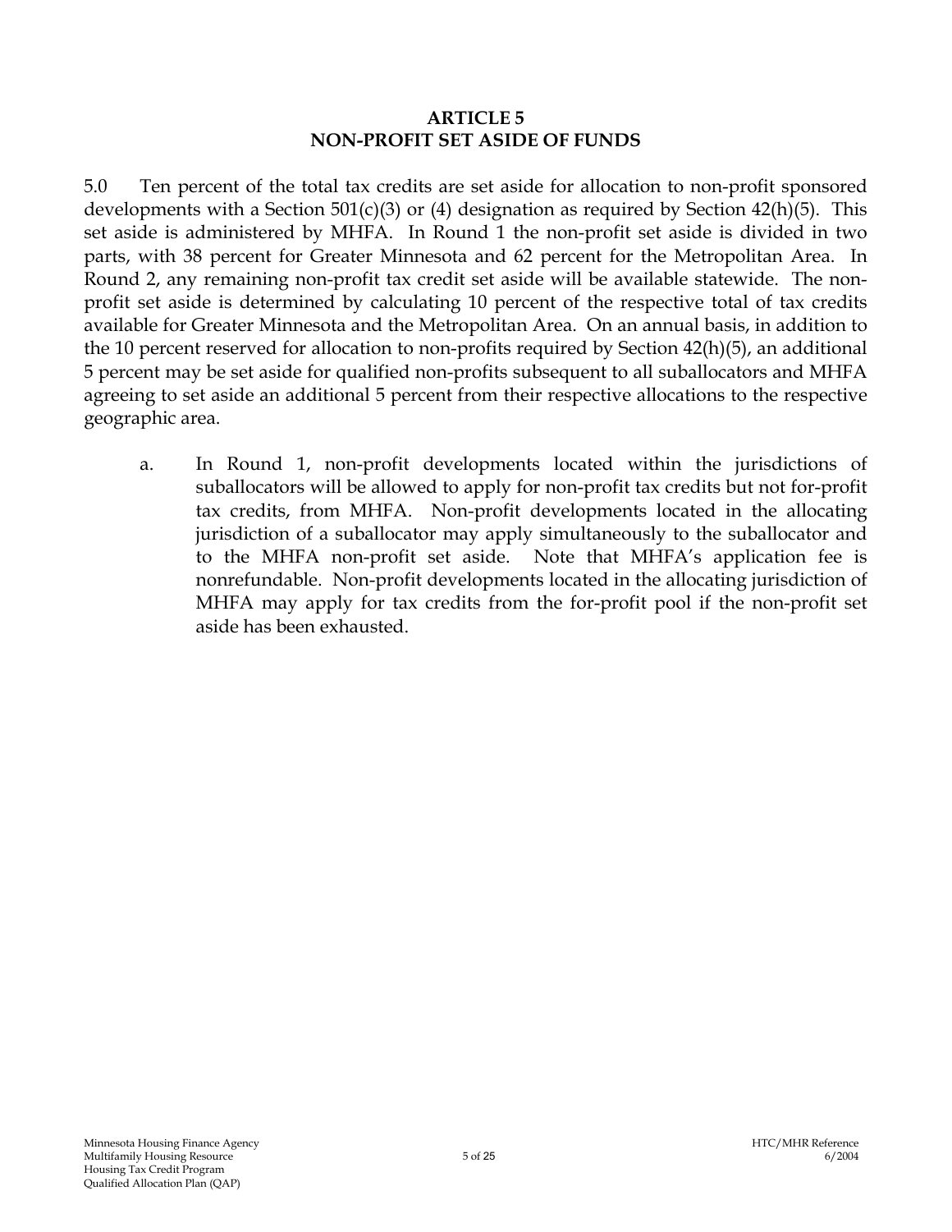# ARTICLE 5
# NON-PROFIT SET ASIDE OF FUNDS

5.0 Ten percent of the total tax credits are set aside for allocation to non-profit sponsored developments with a Section 501(c)(3) or (4) designation as required by Section 42(h)(5). This set aside is administered by MHFA. In Round 1 the non-profit set aside is divided in two parts, with 38 percent for Greater Minnesota and 62 percent for the Metropolitan Area. In Round 2, any remaining non-profit tax credit set aside will be available statewide. The non-profit set aside is determined by calculating 10 percent of the respective total of tax credits available for Greater Minnesota and the Metropolitan Area. On an annual basis, in addition to the 10 percent reserved for allocation to non-profits required by Section 42(h)(5), an additional 5 percent may be set aside for qualified non-profits subsequent to all suballocators and MHFA agreeing to set aside an additional 5 percent from their respective allocations to the respective geographic area.

a. In Round 1, non-profit developments located within the jurisdictions of suballocators will be allowed to apply for non-profit tax credits but not for-profit tax credits, from MHFA. Non-profit developments located in the allocating jurisdiction of a suballocator may apply simultaneously to the suballocator and to the MHFA non-profit set aside. Note that MHFA's application fee is nonrefundable. Non-profit developments located in the allocating jurisdiction of MHFA may apply for tax credits from the for-profit pool if the non-profit set aside has been exhausted.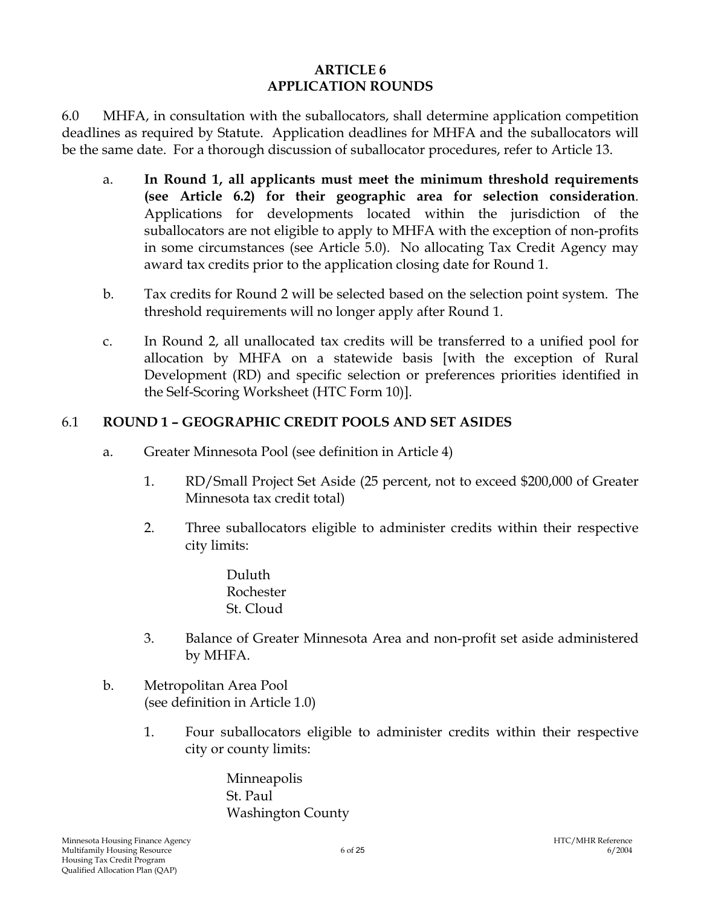# ARTICLE 6
# APPLICATION ROUNDS

6.0 MHFA, in consultation with the suballocators, shall determine application competition deadlines as required by Statute. Application deadlines for MHFA and the suballocators will be the same date. For a thorough discussion of suballocator procedures, refer to Article 13.

a. **In Round 1, all applicants must meet the minimum threshold requirements (see Article 6.2) for their geographic area for selection consideration**. Applications for developments located within the jurisdiction of the suballocators are not eligible to apply to MHFA with the exception of non-profits in some circumstances (see Article 5.0). No allocating Tax Credit Agency may award tax credits prior to the application closing date for Round 1.

b. Tax credits for Round 2 will be selected based on the selection point system. The threshold requirements will no longer apply after Round 1.

c. In Round 2, all unallocated tax credits will be transferred to a unified pool for allocation by MHFA on a statewide basis [with the exception of Rural Development (RD) and specific selection or preferences priorities identified in the Self-Scoring Worksheet (HTC Form 10)].

## 6.1 ROUND 1 – GEOGRAPHIC CREDIT POOLS AND SET ASIDES

a. Greater Minnesota Pool (see definition in Article 4)

1. RD/Small Project Set Aside (25 percent, not to exceed $200,000 of Greater Minnesota tax credit total)

2. Three suballocators eligible to administer credits within their respective city limits:

   Duluth
   Rochester
   St. Cloud

3. Balance of Greater Minnesota Area and non-profit set aside administered by MHFA.

b. Metropolitan Area Pool
(see definition in Article 1.0)

1. Four suballocators eligible to administer credits within their respective city or county limits:

   Minneapolis
   St. Paul
   Washington County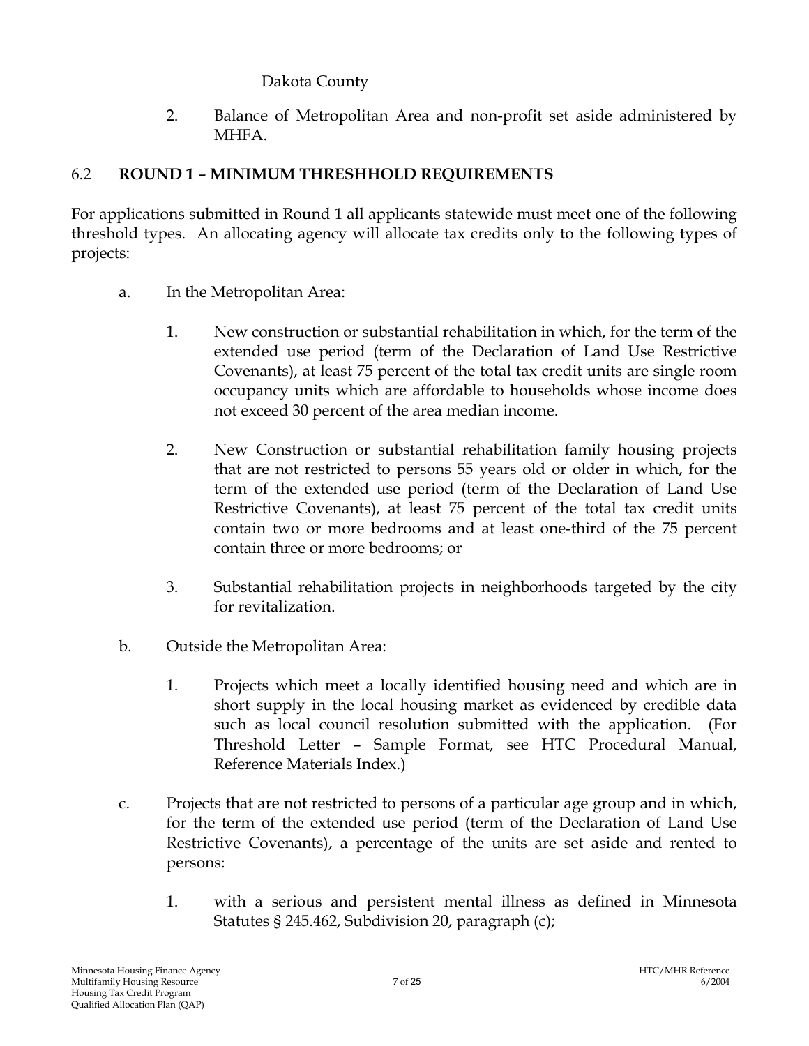Dakota County

2. Balance of Metropolitan Area and non-profit set aside administered by MHFA.

## 6.2 ROUND 1 – MINIMUM THRESHHOLD REQUIREMENTS

For applications submitted in Round 1 all applicants statewide must meet one of the following threshold types. An allocating agency will allocate tax credits only to the following types of projects:

a. In the Metropolitan Area:

   1. New construction or substantial rehabilitation in which, for the term of the extended use period (term of the Declaration of Land Use Restrictive Covenants), at least 75 percent of the total tax credit units are single room occupancy units which are affordable to households whose income does not exceed 30 percent of the area median income.

   2. New Construction or substantial rehabilitation family housing projects that are not restricted to persons 55 years old or older in which, for the term of the extended use period (term of the Declaration of Land Use Restrictive Covenants), at least 75 percent of the total tax credit units contain two or more bedrooms and at least one-third of the 75 percent contain three or more bedrooms; or

   3. Substantial rehabilitation projects in neighborhoods targeted by the city for revitalization.

b. Outside the Metropolitan Area:

   1. Projects which meet a locally identified housing need and which are in short supply in the local housing market as evidenced by credible data such as local council resolution submitted with the application. (For Threshold Letter – Sample Format, see HTC Procedural Manual, Reference Materials Index.)

c. Projects that are not restricted to persons of a particular age group and in which, for the term of the extended use period (term of the Declaration of Land Use Restrictive Covenants), a percentage of the units are set aside and rented to persons:

   1. with a serious and persistent mental illness as defined in Minnesota Statutes § 245.462, Subdivision 20, paragraph (c);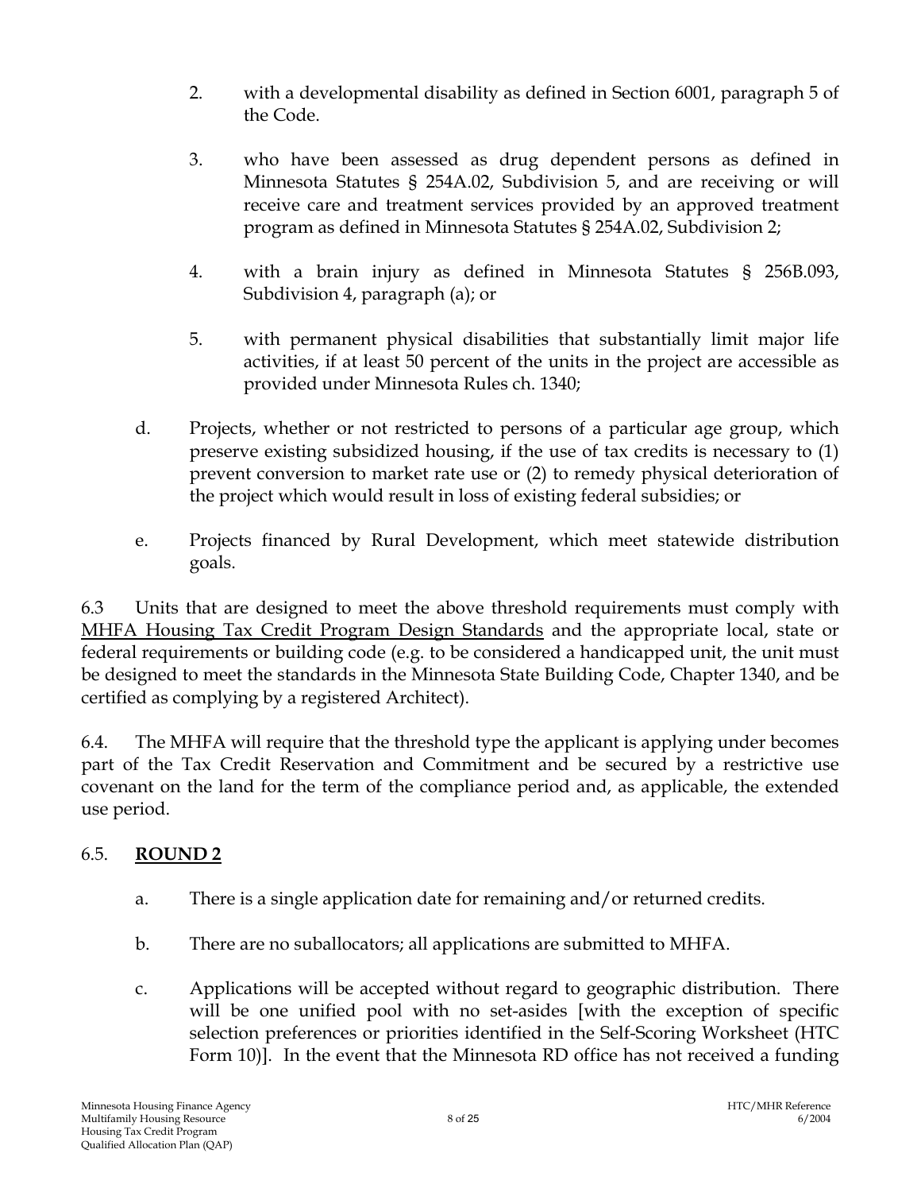2. with a developmental disability as defined in Section 6001, paragraph 5 of the Code.

3. who have been assessed as drug dependent persons as defined in Minnesota Statutes § 254A.02, Subdivision 5, and are receiving or will receive care and treatment services provided by an approved treatment program as defined in Minnesota Statutes § 254A.02, Subdivision 2;

4. with a brain injury as defined in Minnesota Statutes § 256B.093, Subdivision 4, paragraph (a); or

5. with permanent physical disabilities that substantially limit major life activities, if at least 50 percent of the units in the project are accessible as provided under Minnesota Rules ch. 1340;

d. Projects, whether or not restricted to persons of a particular age group, which preserve existing subsidized housing, if the use of tax credits is necessary to (1) prevent conversion to market rate use or (2) to remedy physical deterioration of the project which would result in loss of existing federal subsidies; or

e. Projects financed by Rural Development, which meet statewide distribution goals.

6.3 Units that are designed to meet the above threshold requirements must comply with <u>MHFA Housing Tax Credit Program Design Standards</u> and the appropriate local, state or federal requirements or building code (e.g. to be considered a handicapped unit, the unit must be designed to meet the standards in the Minnesota State Building Code, Chapter 1340, and be certified as complying by a registered Architect).

6.4. The MHFA will require that the threshold type the applicant is applying under becomes part of the Tax Credit Reservation and Commitment and be secured by a restrictive use covenant on the land for the term of the compliance period and, as applicable, the extended use period.

6.5. **<u>ROUND 2</u>**

a. There is a single application date for remaining and/or returned credits.

b. There are no suballocators; all applications are submitted to MHFA.

c. Applications will be accepted without regard to geographic distribution. There will be one unified pool with no set-asides [with the exception of specific selection preferences or priorities identified in the Self-Scoring Worksheet (HTC Form 10)]. In the event that the Minnesota RD office has not received a funding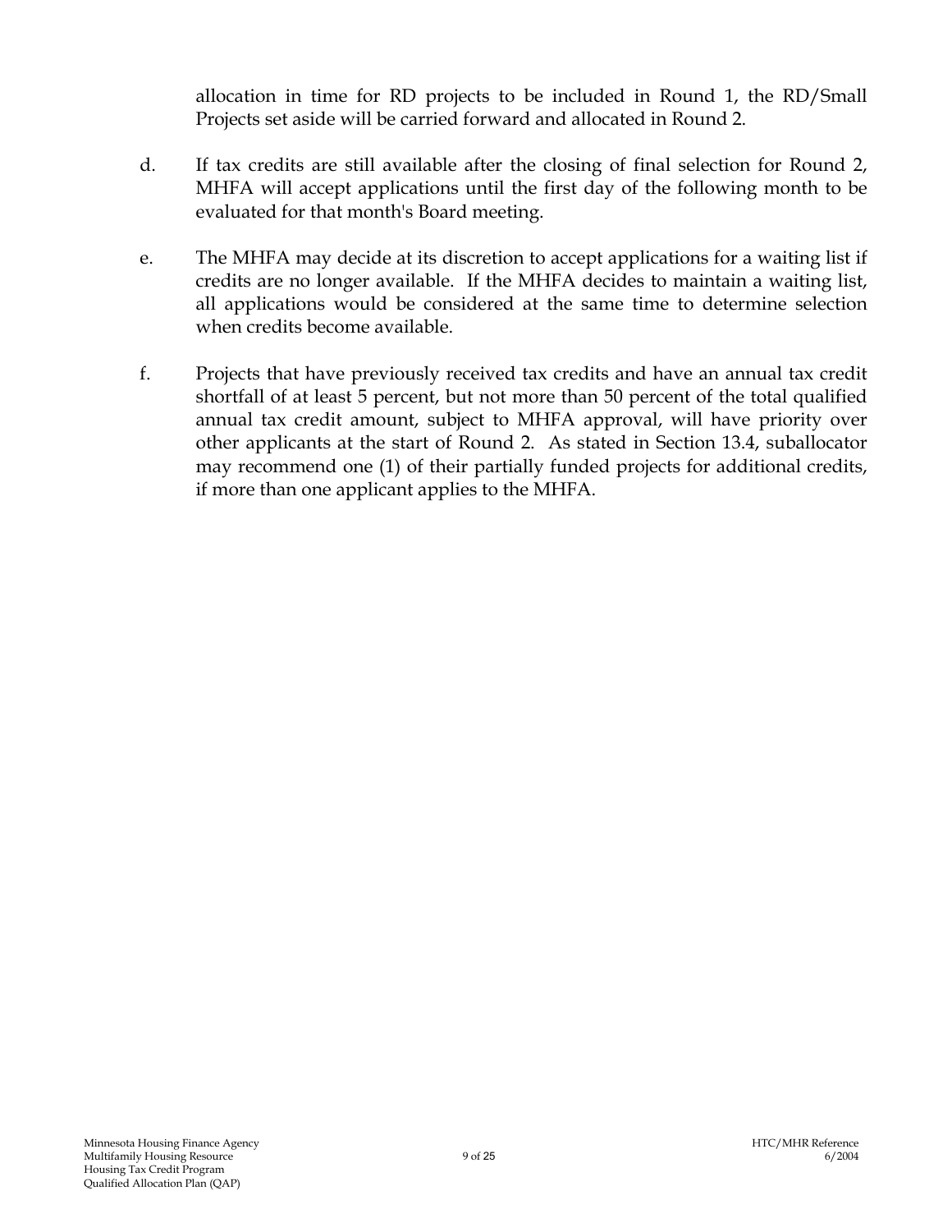allocation in time for RD projects to be included in Round 1, the RD/Small Projects set aside will be carried forward and allocated in Round 2.

d. If tax credits are still available after the closing of final selection for Round 2, MHFA will accept applications until the first day of the following month to be evaluated for that month's Board meeting.

e. The MHFA may decide at its discretion to accept applications for a waiting list if credits are no longer available. If the MHFA decides to maintain a waiting list, all applications would be considered at the same time to determine selection when credits become available.

f. Projects that have previously received tax credits and have an annual tax credit shortfall of at least 5 percent, but not more than 50 percent of the total qualified annual tax credit amount, subject to MHFA approval, will have priority over other applicants at the start of Round 2. As stated in Section 13.4, suballocator may recommend one (1) of their partially funded projects for additional credits, if more than one applicant applies to the MHFA.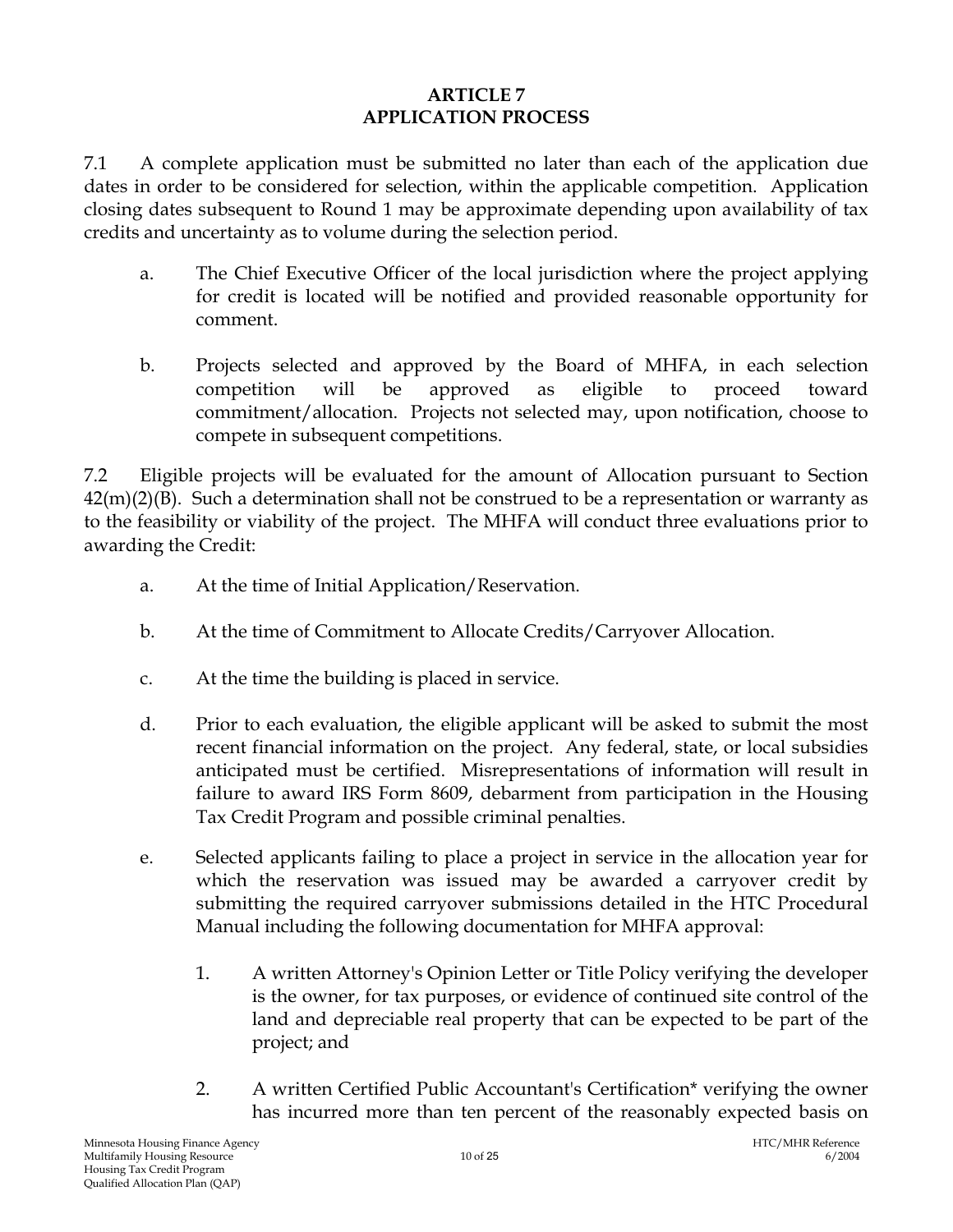# ARTICLE 7
# APPLICATION PROCESS

7.1 A complete application must be submitted no later than each of the application due dates in order to be considered for selection, within the applicable competition. Application closing dates subsequent to Round 1 may be approximate depending upon availability of tax credits and uncertainty as to volume during the selection period.

a. The Chief Executive Officer of the local jurisdiction where the project applying for credit is located will be notified and provided reasonable opportunity for comment.

b. Projects selected and approved by the Board of MHFA, in each selection competition will be approved as eligible to proceed toward commitment/allocation. Projects not selected may, upon notification, choose to compete in subsequent competitions.

7.2 Eligible projects will be evaluated for the amount of Allocation pursuant to Section 42(m)(2)(B). Such a determination shall not be construed to be a representation or warranty as to the feasibility or viability of the project. The MHFA will conduct three evaluations prior to awarding the Credit:

a. At the time of Initial Application/Reservation.

b. At the time of Commitment to Allocate Credits/Carryover Allocation.

c. At the time the building is placed in service.

d. Prior to each evaluation, the eligible applicant will be asked to submit the most recent financial information on the project. Any federal, state, or local subsidies anticipated must be certified. Misrepresentations of information will result in failure to award IRS Form 8609, debarment from participation in the Housing Tax Credit Program and possible criminal penalties.

e. Selected applicants failing to place a project in service in the allocation year for which the reservation was issued may be awarded a carryover credit by submitting the required carryover submissions detailed in the HTC Procedural Manual including the following documentation for MHFA approval:

   1. A written Attorney's Opinion Letter or Title Policy verifying the developer is the owner, for tax purposes, or evidence of continued site control of the land and depreciable real property that can be expected to be part of the project; and

   2. A written Certified Public Accountant's Certification* verifying the owner has incurred more than ten percent of the reasonably expected basis on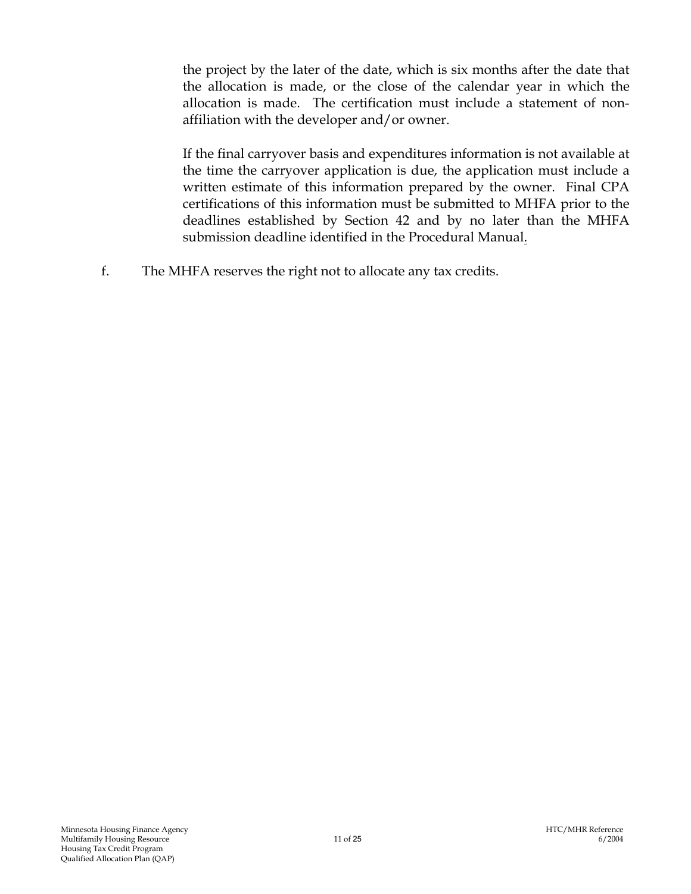the project by the later of the date, which is six months after the date that the allocation is made, or the close of the calendar year in which the allocation is made. The certification must include a statement of non-affiliation with the developer and/or owner.

If the final carryover basis and expenditures information is not available at the time the carryover application is due, the application must include a written estimate of this information prepared by the owner. Final CPA certifications of this information must be submitted to MHFA prior to the deadlines established by Section 42 and by no later than the MHFA submission deadline identified in the Procedural Manual.

f. The MHFA reserves the right not to allocate any tax credits.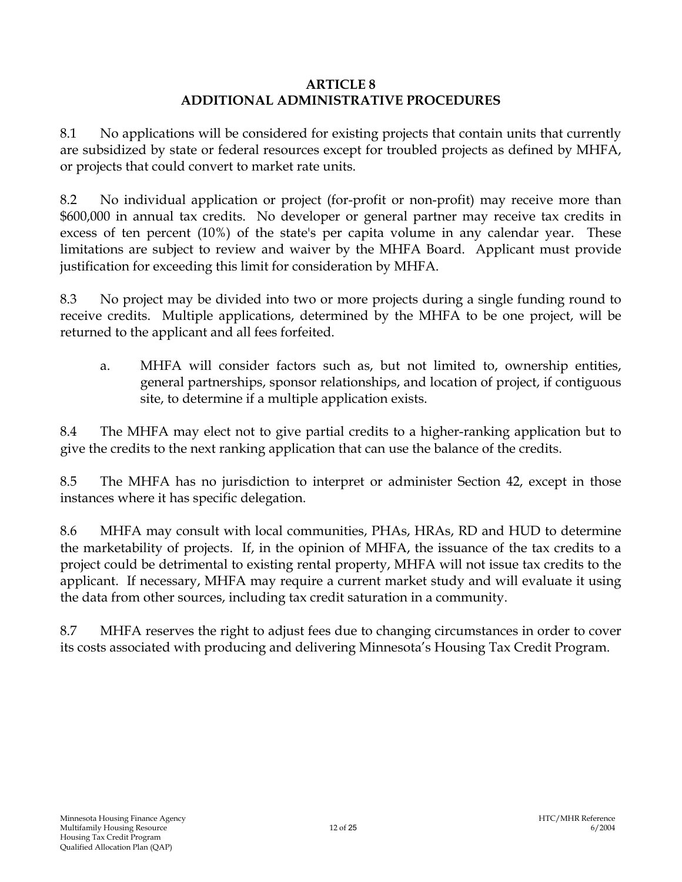# ARTICLE 8
# ADDITIONAL ADMINISTRATIVE PROCEDURES

8.1 No applications will be considered for existing projects that contain units that currently are subsidized by state or federal resources except for troubled projects as defined by MHFA, or projects that could convert to market rate units.

8.2 No individual application or project (for-profit or non-profit) may receive more than $600,000 in annual tax credits. No developer or general partner may receive tax credits in excess of ten percent (10%) of the state's per capita volume in any calendar year. These limitations are subject to review and waiver by the MHFA Board. Applicant must provide justification for exceeding this limit for consideration by MHFA.

8.3 No project may be divided into two or more projects during a single funding round to receive credits. Multiple applications, determined by the MHFA to be one project, will be returned to the applicant and all fees forfeited.

a. MHFA will consider factors such as, but not limited to, ownership entities, general partnerships, sponsor relationships, and location of project, if contiguous site, to determine if a multiple application exists.

8.4 The MHFA may elect not to give partial credits to a higher-ranking application but to give the credits to the next ranking application that can use the balance of the credits.

8.5 The MHFA has no jurisdiction to interpret or administer Section 42, except in those instances where it has specific delegation.

8.6 MHFA may consult with local communities, PHAs, HRAs, RD and HUD to determine the marketability of projects. If, in the opinion of MHFA, the issuance of the tax credits to a project could be detrimental to existing rental property, MHFA will not issue tax credits to the applicant. If necessary, MHFA may require a current market study and will evaluate it using the data from other sources, including tax credit saturation in a community.

8.7 MHFA reserves the right to adjust fees due to changing circumstances in order to cover its costs associated with producing and delivering Minnesota's Housing Tax Credit Program.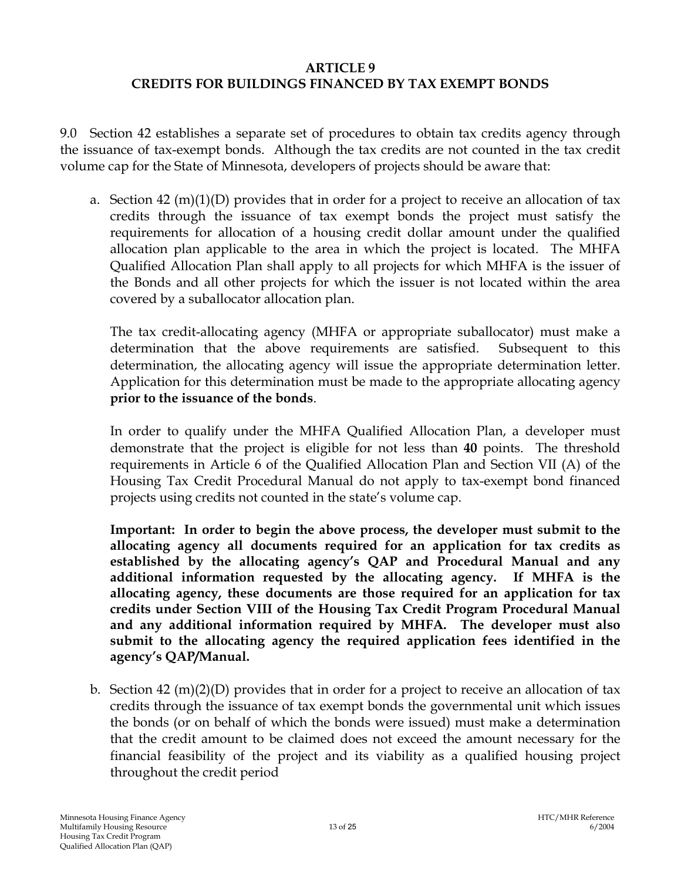# ARTICLE 9
# CREDITS FOR BUILDINGS FINANCED BY TAX EXEMPT BONDS

9.0 Section 42 establishes a separate set of procedures to obtain tax credits agency through the issuance of tax-exempt bonds. Although the tax credits are not counted in the tax credit volume cap for the State of Minnesota, developers of projects should be aware that:

a. Section 42 (m)(1)(D) provides that in order for a project to receive an allocation of tax credits through the issuance of tax exempt bonds the project must satisfy the requirements for allocation of a housing credit dollar amount under the qualified allocation plan applicable to the area in which the project is located. The MHFA Qualified Allocation Plan shall apply to all projects for which MHFA is the issuer of the Bonds and all other projects for which the issuer is not located within the area covered by a suballocator allocation plan.

   The tax credit-allocating agency (MHFA or appropriate suballocator) must make a determination that the above requirements are satisfied. Subsequent to this determination, the allocating agency will issue the appropriate determination letter. Application for this determination must be made to the appropriate allocating agency **prior to the issuance of the bonds**.

   In order to qualify under the MHFA Qualified Allocation Plan, a developer must demonstrate that the project is eligible for not less than **40** points. The threshold requirements in Article 6 of the Qualified Allocation Plan and Section VII (A) of the Housing Tax Credit Procedural Manual do not apply to tax-exempt bond financed projects using credits not counted in the state's volume cap.

   **Important: In order to begin the above process, the developer must submit to the allocating agency all documents required for an application for tax credits as established by the allocating agency's QAP and Procedural Manual and any additional information requested by the allocating agency. If MHFA is the allocating agency, these documents are those required for an application for tax credits under Section VIII of the Housing Tax Credit Program Procedural Manual and any additional information required by MHFA. The developer must also submit to the allocating agency the required application fees identified in the agency's QAP/Manual.**

b. Section 42 (m)(2)(D) provides that in order for a project to receive an allocation of tax credits through the issuance of tax exempt bonds the governmental unit which issues the bonds (or on behalf of which the bonds were issued) must make a determination that the credit amount to be claimed does not exceed the amount necessary for the financial feasibility of the project and its viability as a qualified housing project throughout the credit period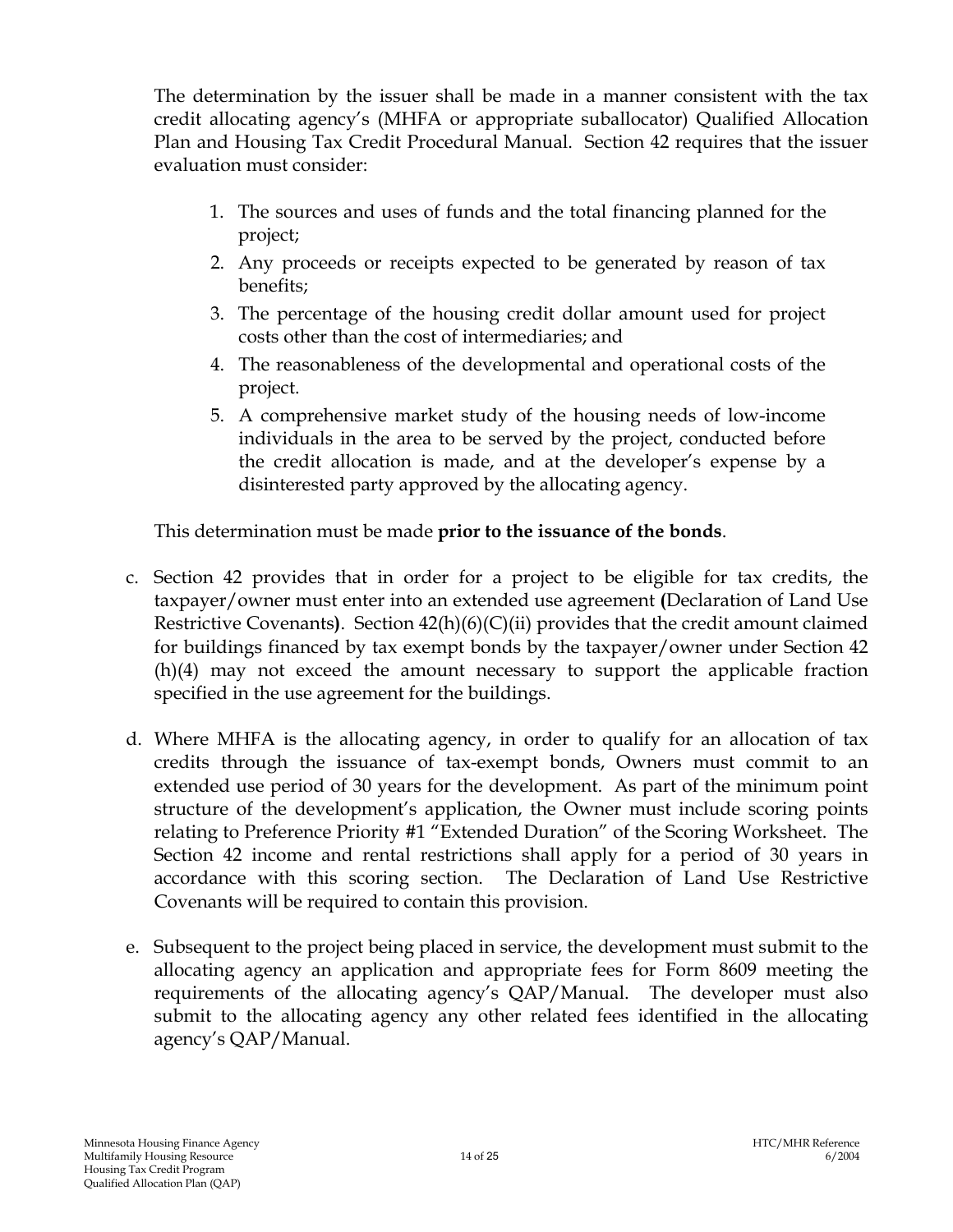The determination by the issuer shall be made in a manner consistent with the tax credit allocating agency's (MHFA or appropriate suballocator) Qualified Allocation Plan and Housing Tax Credit Procedural Manual. Section 42 requires that the issuer evaluation must consider:

1. The sources and uses of funds and the total financing planned for the project;
2. Any proceeds or receipts expected to be generated by reason of tax benefits;
3. The percentage of the housing credit dollar amount used for project costs other than the cost of intermediaries; and
4. The reasonableness of the developmental and operational costs of the project.
5. A comprehensive market study of the housing needs of low-income individuals in the area to be served by the project, conducted before the credit allocation is made, and at the developer's expense by a disinterested party approved by the allocating agency.

This determination must be made **prior to the issuance of the bonds**.

c. Section 42 provides that in order for a project to be eligible for tax credits, the taxpayer/owner must enter into an extended use agreement **(**Declaration of Land Use Restrictive Covenants**)**. Section 42(h)(6)(C)(ii) provides that the credit amount claimed for buildings financed by tax exempt bonds by the taxpayer/owner under Section 42 (h)(4) may not exceed the amount necessary to support the applicable fraction specified in the use agreement for the buildings.

d. Where MHFA is the allocating agency, in order to qualify for an allocation of tax credits through the issuance of tax-exempt bonds, Owners must commit to an extended use period of 30 years for the development. As part of the minimum point structure of the development's application, the Owner must include scoring points relating to Preference Priority #1 "Extended Duration" of the Scoring Worksheet. The Section 42 income and rental restrictions shall apply for a period of 30 years in accordance with this scoring section. The Declaration of Land Use Restrictive Covenants will be required to contain this provision.

e. Subsequent to the project being placed in service, the development must submit to the allocating agency an application and appropriate fees for Form 8609 meeting the requirements of the allocating agency's QAP/Manual. The developer must also submit to the allocating agency any other related fees identified in the allocating agency's QAP/Manual.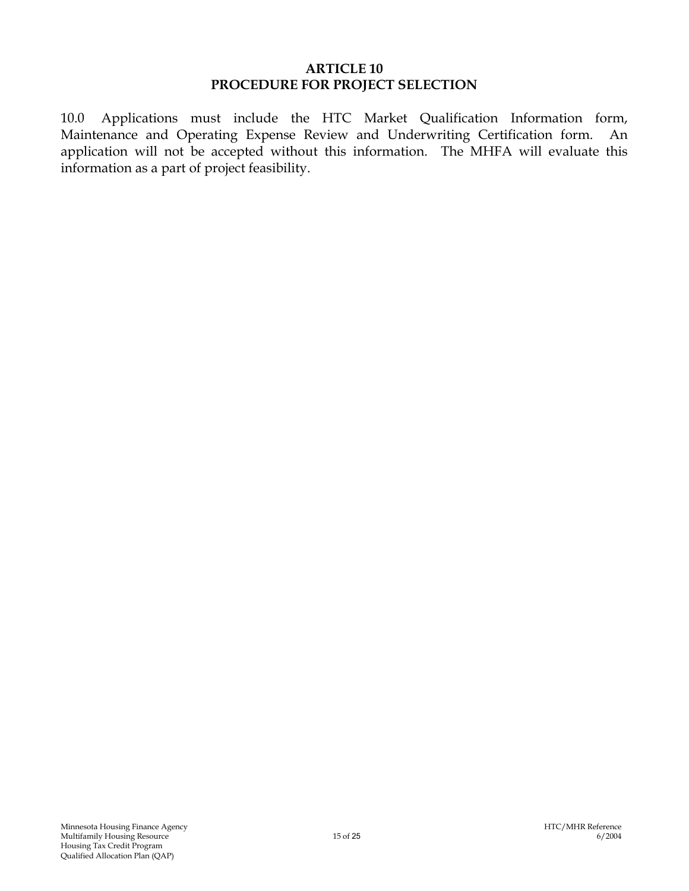# ARTICLE 10
# PROCEDURE FOR PROJECT SELECTION

10.0 Applications must include the HTC Market Qualification Information form, Maintenance and Operating Expense Review and Underwriting Certification form. An application will not be accepted without this information. The MHFA will evaluate this information as a part of project feasibility.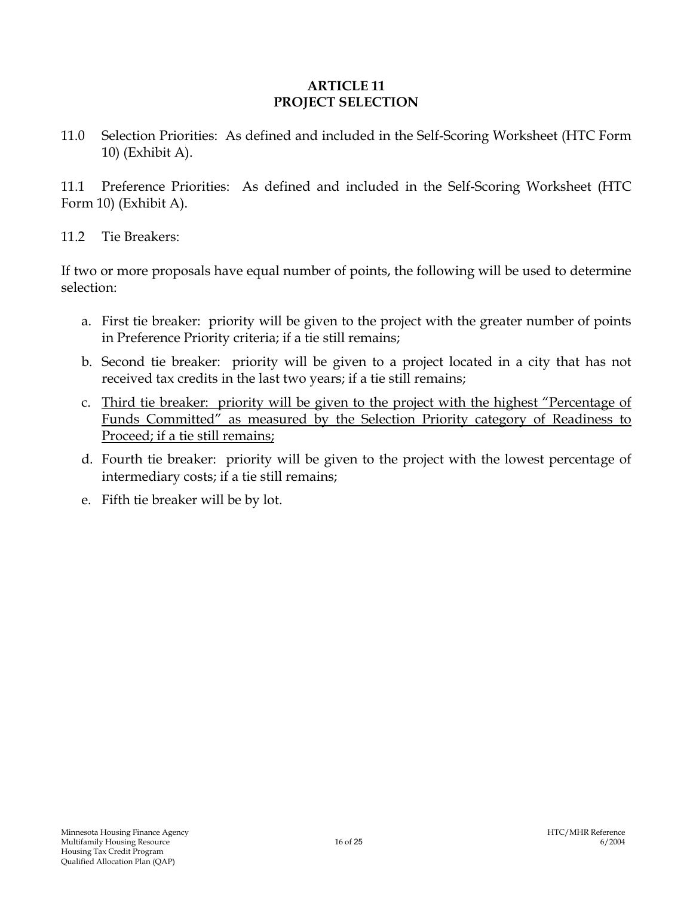# ARTICLE 11
# PROJECT SELECTION

11.0 Selection Priorities: As defined and included in the Self-Scoring Worksheet (HTC Form 10) (Exhibit A).

11.1 Preference Priorities: As defined and included in the Self-Scoring Worksheet (HTC Form 10) (Exhibit A).

11.2 Tie Breakers:

If two or more proposals have equal number of points, the following will be used to determine selection:

a. First tie breaker: priority will be given to the project with the greater number of points in Preference Priority criteria; if a tie still remains;

b. Second tie breaker: priority will be given to a project located in a city that has not received tax credits in the last two years; if a tie still remains;

c. <u>Third tie breaker: priority will be given to the project with the highest "Percentage of Funds Committed" as measured by the Selection Priority category of Readiness to Proceed; if a tie still remains;</u>

d. Fourth tie breaker: priority will be given to the project with the lowest percentage of intermediary costs; if a tie still remains;

e. Fifth tie breaker will be by lot.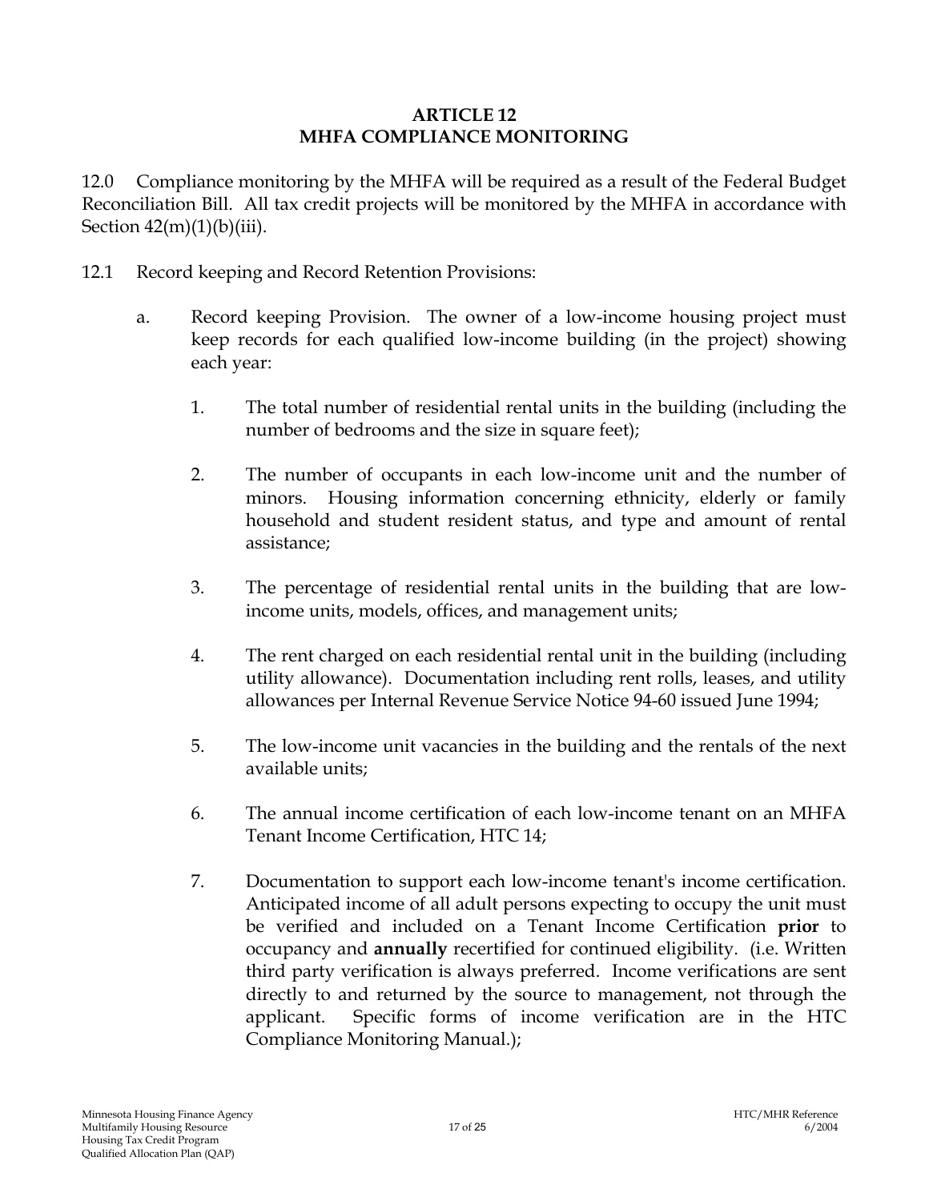## ARTICLE 12
## MHFA COMPLIANCE MONITORING

12.0 Compliance monitoring by the MHFA will be required as a result of the Federal Budget Reconciliation Bill. All tax credit projects will be monitored by the MHFA in accordance with Section 42(m)(1)(b)(iii).

12.1 Record keeping and Record Retention Provisions:

a. Record keeping Provision. The owner of a low-income housing project must keep records for each qualified low-income building (in the project) showing each year:

1. The total number of residential rental units in the building (including the number of bedrooms and the size in square feet);

2. The number of occupants in each low-income unit and the number of minors. Housing information concerning ethnicity, elderly or family household and student resident status, and type and amount of rental assistance;

3. The percentage of residential rental units in the building that are low-income units, models, offices, and management units;

4. The rent charged on each residential rental unit in the building (including utility allowance). Documentation including rent rolls, leases, and utility allowances per Internal Revenue Service Notice 94-60 issued June 1994;

5. The low-income unit vacancies in the building and the rentals of the next available units;

6. The annual income certification of each low-income tenant on an MHFA Tenant Income Certification, HTC 14;

7. Documentation to support each low-income tenant's income certification. Anticipated income of all adult persons expecting to occupy the unit must be verified and included on a Tenant Income Certification **prior** to occupancy and **annually** recertified for continued eligibility. (i.e. Written third party verification is always preferred. Income verifications are sent directly to and returned by the source to management, not through the applicant. Specific forms of income verification are in the HTC Compliance Monitoring Manual.);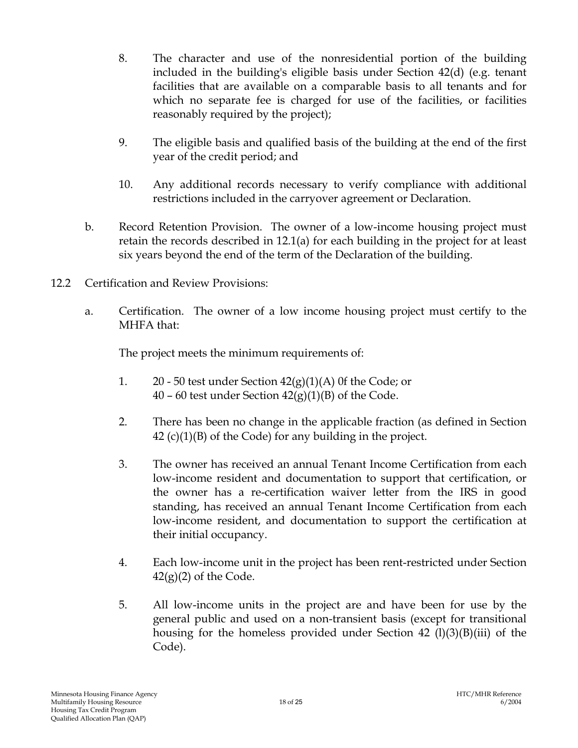8. The character and use of the nonresidential portion of the building included in the building's eligible basis under Section 42(d) (e.g. tenant facilities that are available on a comparable basis to all tenants and for which no separate fee is charged for use of the facilities, or facilities reasonably required by the project);

9. The eligible basis and qualified basis of the building at the end of the first year of the credit period; and

10. Any additional records necessary to verify compliance with additional restrictions included in the carryover agreement or Declaration.

b. Record Retention Provision. The owner of a low-income housing project must retain the records described in 12.1(a) for each building in the project for at least six years beyond the end of the term of the Declaration of the building.

12.2 Certification and Review Provisions:

a. Certification. The owner of a low income housing project must certify to the MHFA that:

The project meets the minimum requirements of:

1. 20 - 50 test under Section 42(g)(1)(A) 0f the Code; or
   40 – 60 test under Section 42(g)(1)(B) of the Code.

2. There has been no change in the applicable fraction (as defined in Section 42 (c)(1)(B) of the Code) for any building in the project.

3. The owner has received an annual Tenant Income Certification from each low-income resident and documentation to support that certification, or the owner has a re-certification waiver letter from the IRS in good standing, has received an annual Tenant Income Certification from each low-income resident, and documentation to support the certification at their initial occupancy.

4. Each low-income unit in the project has been rent-restricted under Section 42(g)(2) of the Code.

5. All low-income units in the project are and have been for use by the general public and used on a non-transient basis (except for transitional housing for the homeless provided under Section 42 (l)(3)(B)(iii) of the Code).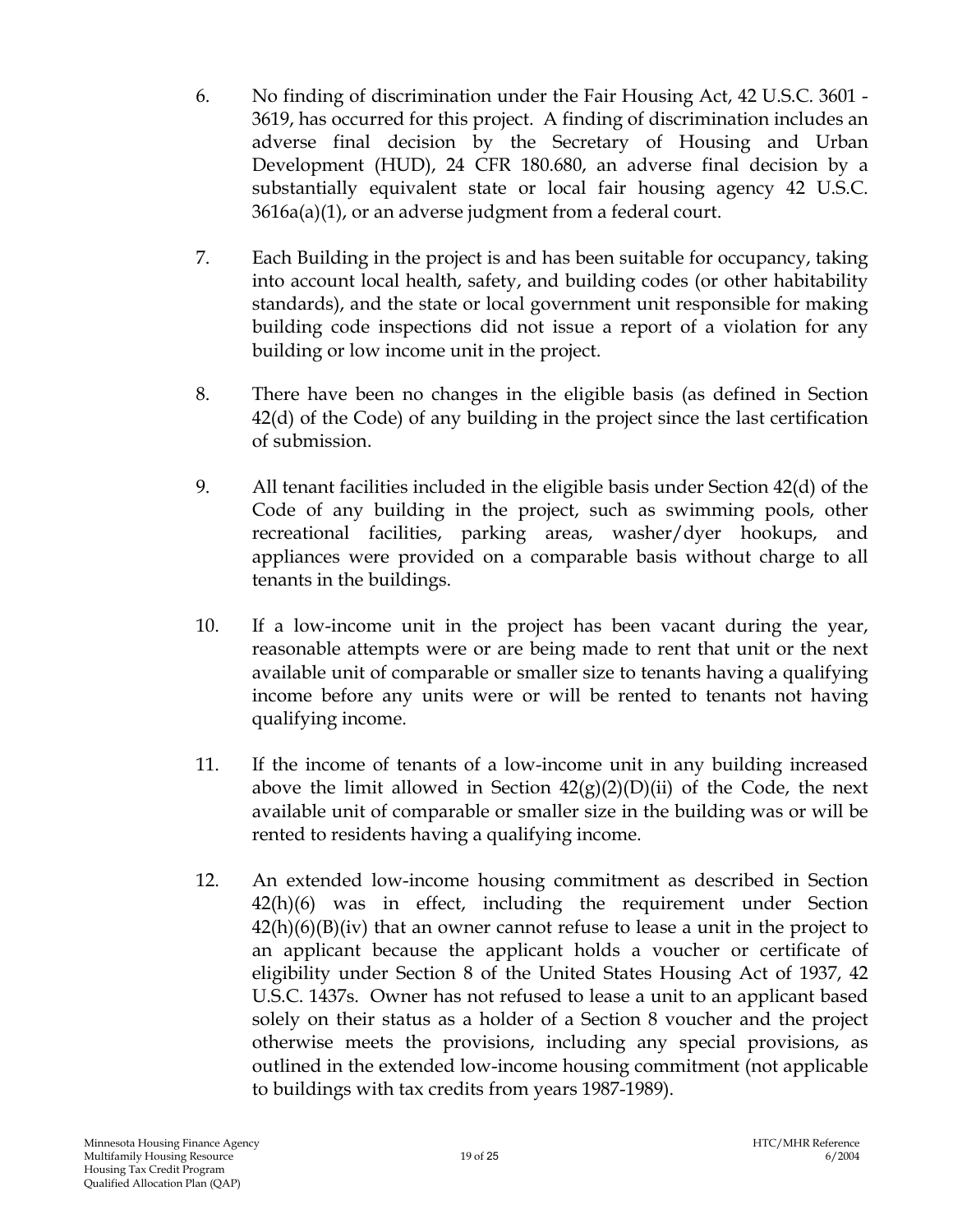6. No finding of discrimination under the Fair Housing Act, 42 U.S.C. 3601 - 3619, has occurred for this project. A finding of discrimination includes an adverse final decision by the Secretary of Housing and Urban Development (HUD), 24 CFR 180.680, an adverse final decision by a substantially equivalent state or local fair housing agency 42 U.S.C. 3616a(a)(1), or an adverse judgment from a federal court.

7. Each Building in the project is and has been suitable for occupancy, taking into account local health, safety, and building codes (or other habitability standards), and the state or local government unit responsible for making building code inspections did not issue a report of a violation for any building or low income unit in the project.

8. There have been no changes in the eligible basis (as defined in Section 42(d) of the Code) of any building in the project since the last certification of submission.

9. All tenant facilities included in the eligible basis under Section 42(d) of the Code of any building in the project, such as swimming pools, other recreational facilities, parking areas, washer/dyer hookups, and appliances were provided on a comparable basis without charge to all tenants in the buildings.

10. If a low-income unit in the project has been vacant during the year, reasonable attempts were or are being made to rent that unit or the next available unit of comparable or smaller size to tenants having a qualifying income before any units were or will be rented to tenants not having qualifying income.

11. If the income of tenants of a low-income unit in any building increased above the limit allowed in Section 42(g)(2)(D)(ii) of the Code, the next available unit of comparable or smaller size in the building was or will be rented to residents having a qualifying income.

12. An extended low-income housing commitment as described in Section 42(h)(6) was in effect, including the requirement under Section 42(h)(6)(B)(iv) that an owner cannot refuse to lease a unit in the project to an applicant because the applicant holds a voucher or certificate of eligibility under Section 8 of the United States Housing Act of 1937, 42 U.S.C. 1437s. Owner has not refused to lease a unit to an applicant based solely on their status as a holder of a Section 8 voucher and the project otherwise meets the provisions, including any special provisions, as outlined in the extended low-income housing commitment (not applicable to buildings with tax credits from years 1987-1989).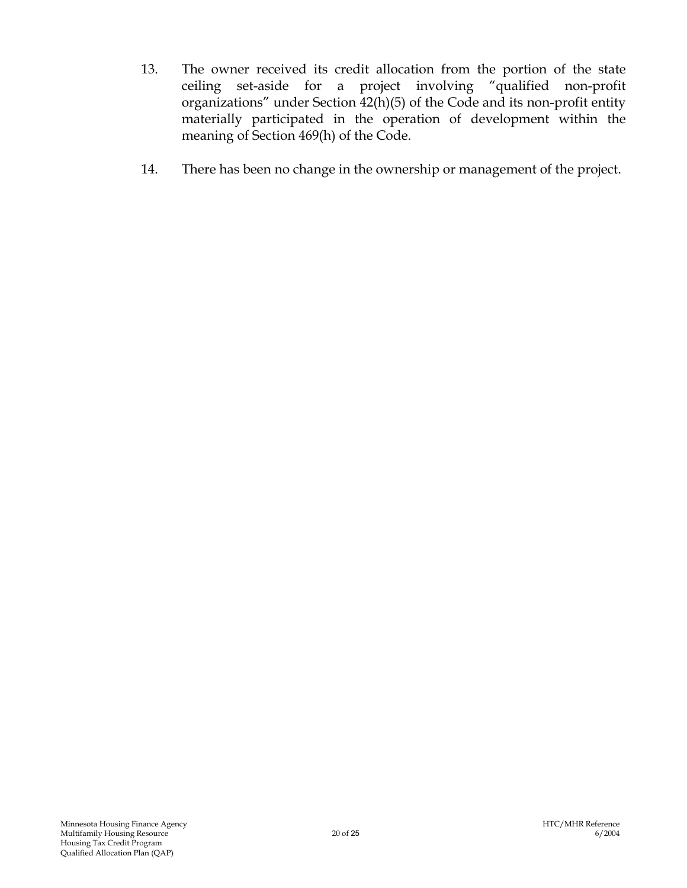13. The owner received its credit allocation from the portion of the state ceiling set-aside for a project involving "qualified non-profit organizations" under Section 42(h)(5) of the Code and its non-profit entity materially participated in the operation of development within the meaning of Section 469(h) of the Code.

14. There has been no change in the ownership or management of the project.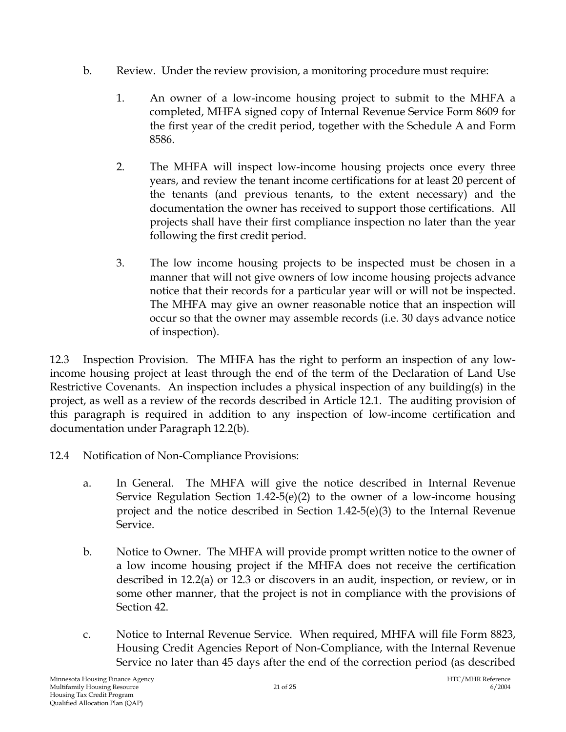b. Review. Under the review provision, a monitoring procedure must require:

   1. An owner of a low-income housing project to submit to the MHFA a completed, MHFA signed copy of Internal Revenue Service Form 8609 for the first year of the credit period, together with the Schedule A and Form 8586.

   2. The MHFA will inspect low-income housing projects once every three years, and review the tenant income certifications for at least 20 percent of the tenants (and previous tenants, to the extent necessary) and the documentation the owner has received to support those certifications. All projects shall have their first compliance inspection no later than the year following the first credit period.

   3. The low income housing projects to be inspected must be chosen in a manner that will not give owners of low income housing projects advance notice that their records for a particular year will or will not be inspected. The MHFA may give an owner reasonable notice that an inspection will occur so that the owner may assemble records (i.e. 30 days advance notice of inspection).

12.3 Inspection Provision. The MHFA has the right to perform an inspection of any low-income housing project at least through the end of the term of the Declaration of Land Use Restrictive Covenants. An inspection includes a physical inspection of any building(s) in the project, as well as a review of the records described in Article 12.1. The auditing provision of this paragraph is required in addition to any inspection of low-income certification and documentation under Paragraph 12.2(b).

12.4 Notification of Non-Compliance Provisions:

a. In General. The MHFA will give the notice described in Internal Revenue Service Regulation Section 1.42-5(e)(2) to the owner of a low-income housing project and the notice described in Section 1.42-5(e)(3) to the Internal Revenue Service.

b. Notice to Owner. The MHFA will provide prompt written notice to the owner of a low income housing project if the MHFA does not receive the certification described in 12.2(a) or 12.3 or discovers in an audit, inspection, or review, or in some other manner, that the project is not in compliance with the provisions of Section 42.

c. Notice to Internal Revenue Service. When required, MHFA will file Form 8823, Housing Credit Agencies Report of Non-Compliance, with the Internal Revenue Service no later than 45 days after the end of the correction period (as described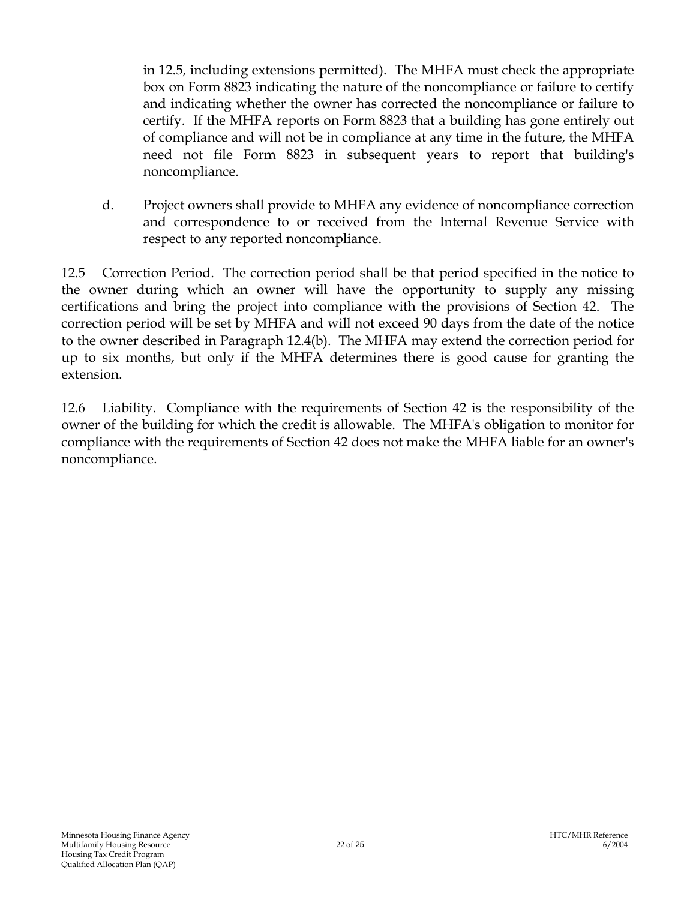in 12.5, including extensions permitted). The MHFA must check the appropriate box on Form 8823 indicating the nature of the noncompliance or failure to certify and indicating whether the owner has corrected the noncompliance or failure to certify. If the MHFA reports on Form 8823 that a building has gone entirely out of compliance and will not be in compliance at any time in the future, the MHFA need not file Form 8823 in subsequent years to report that building's noncompliance.

d. Project owners shall provide to MHFA any evidence of noncompliance correction and correspondence to or received from the Internal Revenue Service with respect to any reported noncompliance.

12.5 Correction Period. The correction period shall be that period specified in the notice to the owner during which an owner will have the opportunity to supply any missing certifications and bring the project into compliance with the provisions of Section 42. The correction period will be set by MHFA and will not exceed 90 days from the date of the notice to the owner described in Paragraph 12.4(b). The MHFA may extend the correction period for up to six months, but only if the MHFA determines there is good cause for granting the extension.

12.6 Liability. Compliance with the requirements of Section 42 is the responsibility of the owner of the building for which the credit is allowable. The MHFA's obligation to monitor for compliance with the requirements of Section 42 does not make the MHFA liable for an owner's noncompliance.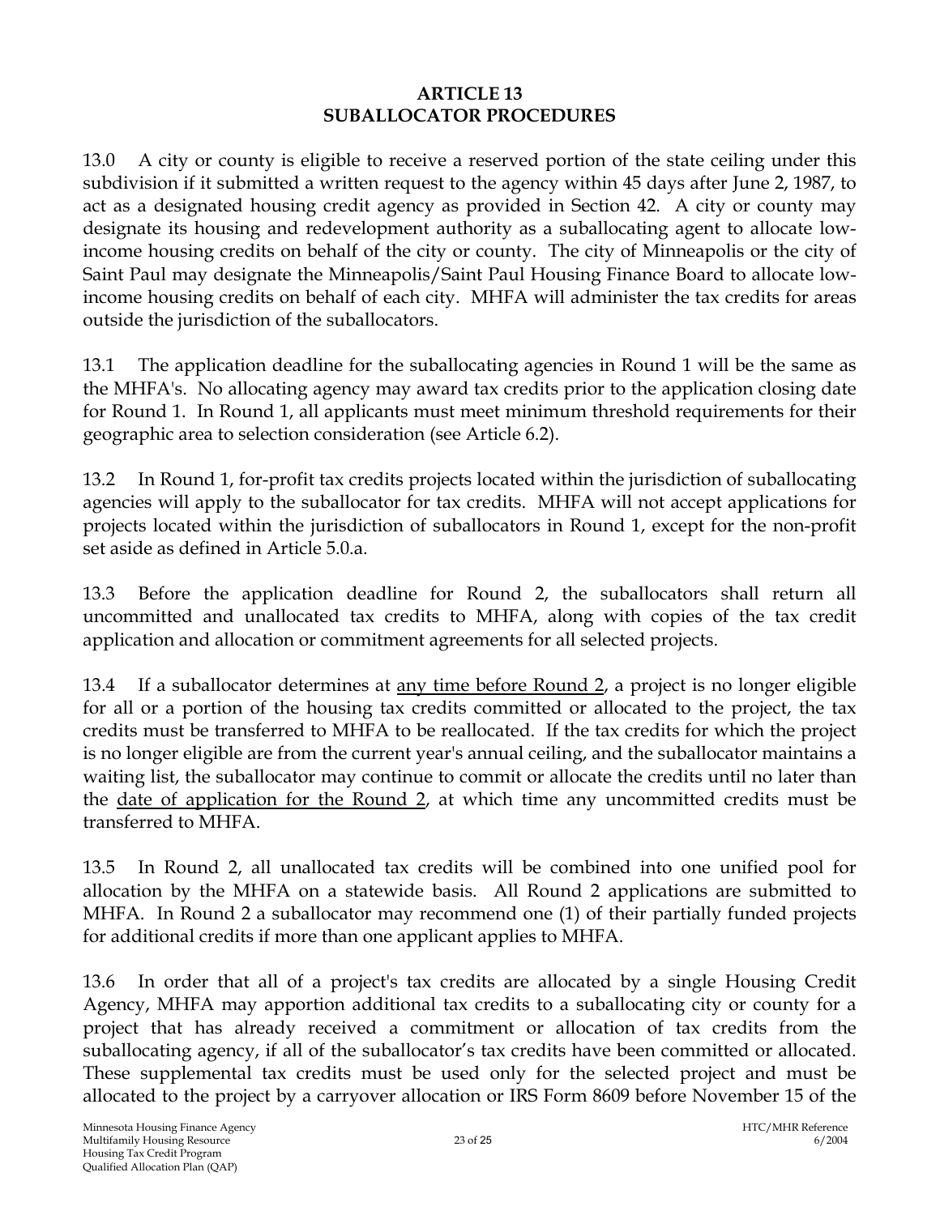# ARTICLE 13
# SUBALLOCATOR PROCEDURES

13.0 A city or county is eligible to receive a reserved portion of the state ceiling under this subdivision if it submitted a written request to the agency within 45 days after June 2, 1987, to act as a designated housing credit agency as provided in Section 42. A city or county may designate its housing and redevelopment authority as a suballocating agent to allocate low-income housing credits on behalf of the city or county. The city of Minneapolis or the city of Saint Paul may designate the Minneapolis/Saint Paul Housing Finance Board to allocate low-income housing credits on behalf of each city. MHFA will administer the tax credits for areas outside the jurisdiction of the suballocators.

13.1 The application deadline for the suballocating agencies in Round 1 will be the same as the MHFA's. No allocating agency may award tax credits prior to the application closing date for Round 1. In Round 1, all applicants must meet minimum threshold requirements for their geographic area to selection consideration (see Article 6.2).

13.2 In Round 1, for-profit tax credits projects located within the jurisdiction of suballocating agencies will apply to the suballocator for tax credits. MHFA will not accept applications for projects located within the jurisdiction of suballocators in Round 1, except for the non-profit set aside as defined in Article 5.0.a.

13.3 Before the application deadline for Round 2, the suballocators shall return all uncommitted and unallocated tax credits to MHFA, along with copies of the tax credit application and allocation or commitment agreements for all selected projects.

13.4 If a suballocator determines at <u>any time before Round 2</u>, a project is no longer eligible for all or a portion of the housing tax credits committed or allocated to the project, the tax credits must be transferred to MHFA to be reallocated. If the tax credits for which the project is no longer eligible are from the current year's annual ceiling, and the suballocator maintains a waiting list, the suballocator may continue to commit or allocate the credits until no later than the <u>date of application for the Round 2</u>, at which time any uncommitted credits must be transferred to MHFA.

13.5 In Round 2, all unallocated tax credits will be combined into one unified pool for allocation by the MHFA on a statewide basis. All Round 2 applications are submitted to MHFA. In Round 2 a suballocator may recommend one (1) of their partially funded projects for additional credits if more than one applicant applies to MHFA.

13.6 In order that all of a project's tax credits are allocated by a single Housing Credit Agency, MHFA may apportion additional tax credits to a suballocating city or county for a project that has already received a commitment or allocation of tax credits from the suballocating agency, if all of the suballocator's tax credits have been committed or allocated. These supplemental tax credits must be used only for the selected project and must be allocated to the project by a carryover allocation or IRS Form 8609 before November 15 of the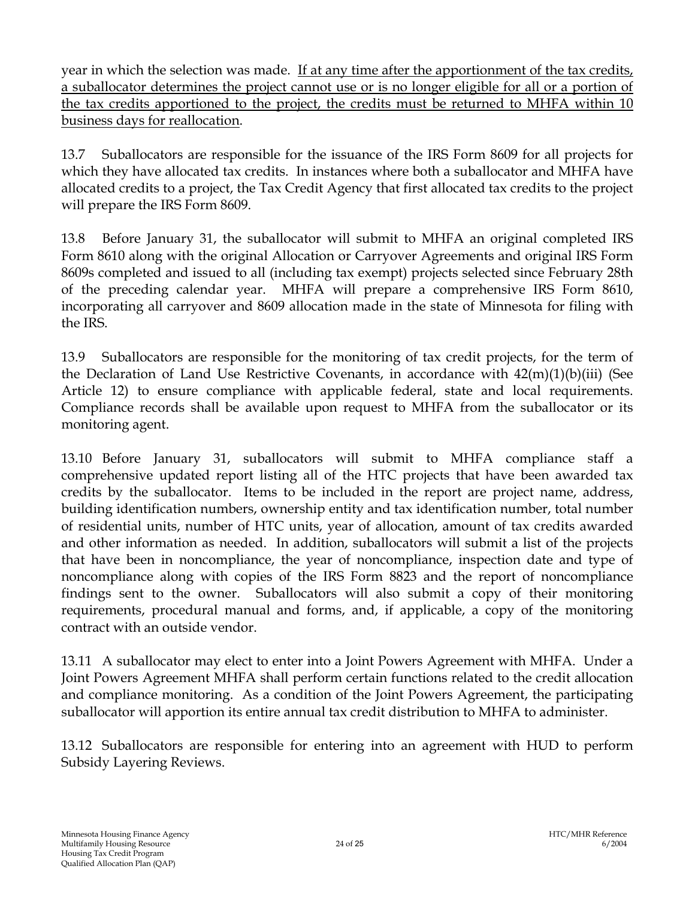year in which the selection was made. <u>If at any time after the apportionment of the tax credits, a suballocator determines the project cannot use or is no longer eligible for all or a portion of the tax credits apportioned to the project, the credits must be returned to MHFA within 10 business days for reallocation</u>.

13.7 Suballocators are responsible for the issuance of the IRS Form 8609 for all projects for which they have allocated tax credits. In instances where both a suballocator and MHFA have allocated credits to a project, the Tax Credit Agency that first allocated tax credits to the project will prepare the IRS Form 8609.

13.8 Before January 31, the suballocator will submit to MHFA an original completed IRS Form 8610 along with the original Allocation or Carryover Agreements and original IRS Form 8609s completed and issued to all (including tax exempt) projects selected since February 28th of the preceding calendar year. MHFA will prepare a comprehensive IRS Form 8610, incorporating all carryover and 8609 allocation made in the state of Minnesota for filing with the IRS.

13.9 Suballocators are responsible for the monitoring of tax credit projects, for the term of the Declaration of Land Use Restrictive Covenants, in accordance with 42(m)(1)(b)(iii) (See Article 12) to ensure compliance with applicable federal, state and local requirements. Compliance records shall be available upon request to MHFA from the suballocator or its monitoring agent.

13.10 Before January 31, suballocators will submit to MHFA compliance staff a comprehensive updated report listing all of the HTC projects that have been awarded tax credits by the suballocator. Items to be included in the report are project name, address, building identification numbers, ownership entity and tax identification number, total number of residential units, number of HTC units, year of allocation, amount of tax credits awarded and other information as needed. In addition, suballocators will submit a list of the projects that have been in noncompliance, the year of noncompliance, inspection date and type of noncompliance along with copies of the IRS Form 8823 and the report of noncompliance findings sent to the owner. Suballocators will also submit a copy of their monitoring requirements, procedural manual and forms, and, if applicable, a copy of the monitoring contract with an outside vendor.

13.11 A suballocator may elect to enter into a Joint Powers Agreement with MHFA. Under a Joint Powers Agreement MHFA shall perform certain functions related to the credit allocation and compliance monitoring. As a condition of the Joint Powers Agreement, the participating suballocator will apportion its entire annual tax credit distribution to MHFA to administer.

13.12 Suballocators are responsible for entering into an agreement with HUD to perform Subsidy Layering Reviews.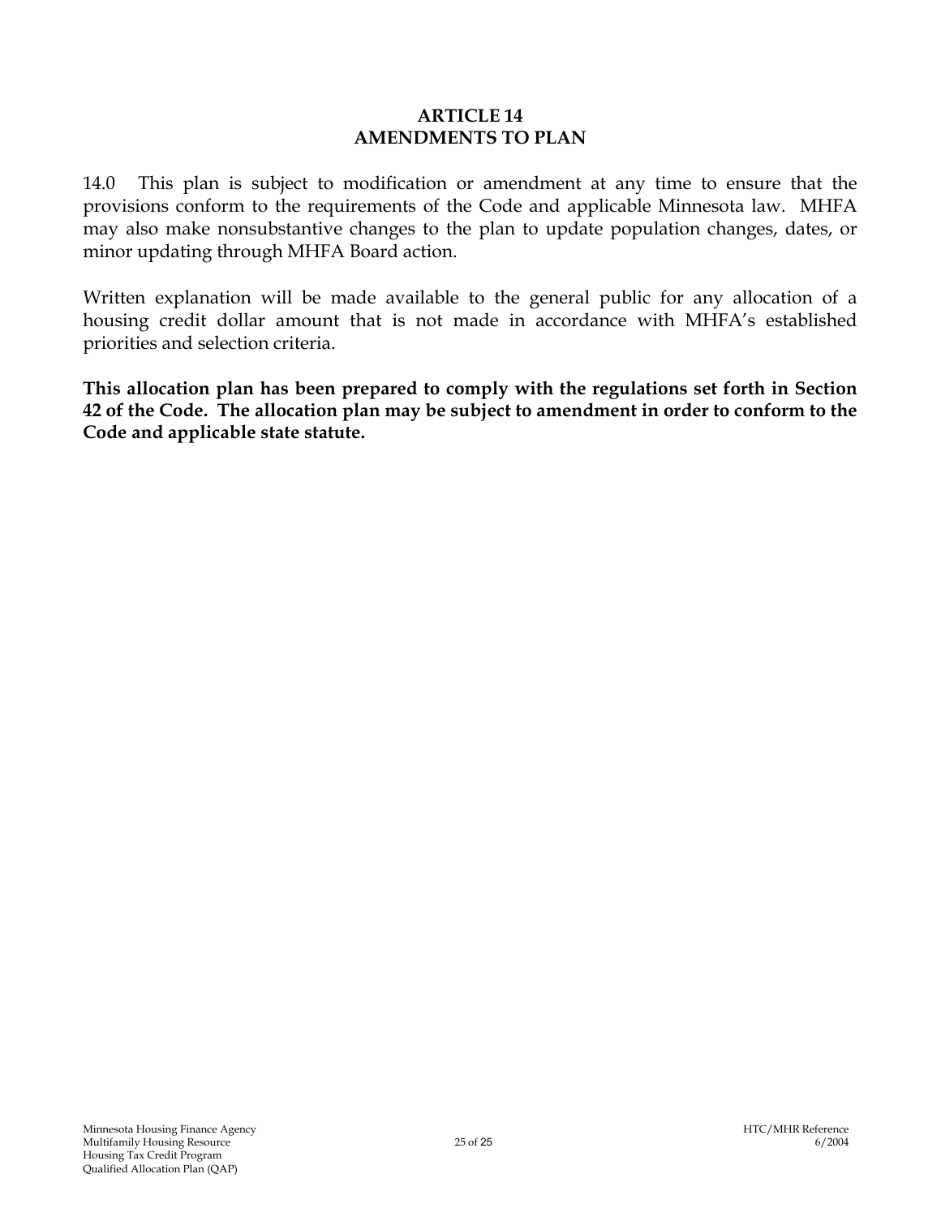# ARTICLE 14
# AMENDMENTS TO PLAN

14.0 This plan is subject to modification or amendment at any time to ensure that the provisions conform to the requirements of the Code and applicable Minnesota law. MHFA may also make nonsubstantive changes to the plan to update population changes, dates, or minor updating through MHFA Board action.

Written explanation will be made available to the general public for any allocation of a housing credit dollar amount that is not made in accordance with MHFA's established priorities and selection criteria.

**This allocation plan has been prepared to comply with the regulations set forth in Section 42 of the Code. The allocation plan may be subject to amendment in order to conform to the Code and applicable state statute.**